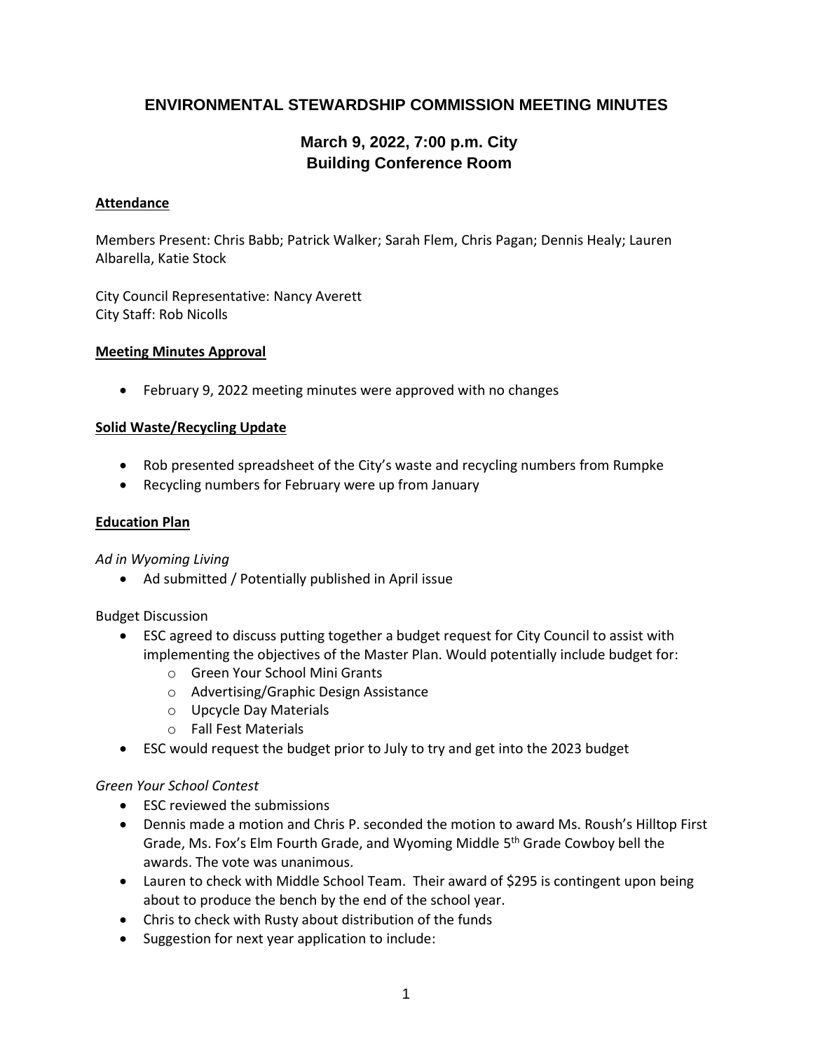## ENVIRONMENTAL STEWARDSHIP COMMISSION MEETING MINUTES

### March 9, 2022, 7:00 p.m. City Building Conference Room

**Attendance**

Members Present: Chris Babb; Patrick Walker; Sarah Flem, Chris Pagan; Dennis Healy; Lauren Albarella, Katie Stock

City Council Representative: Nancy Averett
City Staff: Rob Nicolls

**Meeting Minutes Approval**

- February 9, 2022 meeting minutes were approved with no changes

**Solid Waste/Recycling Update**

- Rob presented spreadsheet of the City's waste and recycling numbers from Rumpke
- Recycling numbers for February were up from January

**Education Plan**

*Ad in Wyoming Living*

- Ad submitted / Potentially published in April issue

Budget Discussion

- ESC agreed to discuss putting together a budget request for City Council to assist with implementing the objectives of the Master Plan. Would potentially include budget for:
  - Green Your School Mini Grants
  - Advertising/Graphic Design Assistance
  - Upcycle Day Materials
  - Fall Fest Materials
- ESC would request the budget prior to July to try and get into the 2023 budget

*Green Your School Contest*

- ESC reviewed the submissions
- Dennis made a motion and Chris P. seconded the motion to award Ms. Roush's Hilltop First Grade, Ms. Fox's Elm Fourth Grade, and Wyoming Middle 5th Grade Cowboy bell the awards. The vote was unanimous.
- Lauren to check with Middle School Team. Their award of $295 is contingent upon being about to produce the bench by the end of the school year.
- Chris to check with Rusty about distribution of the funds
- Suggestion for next year application to include: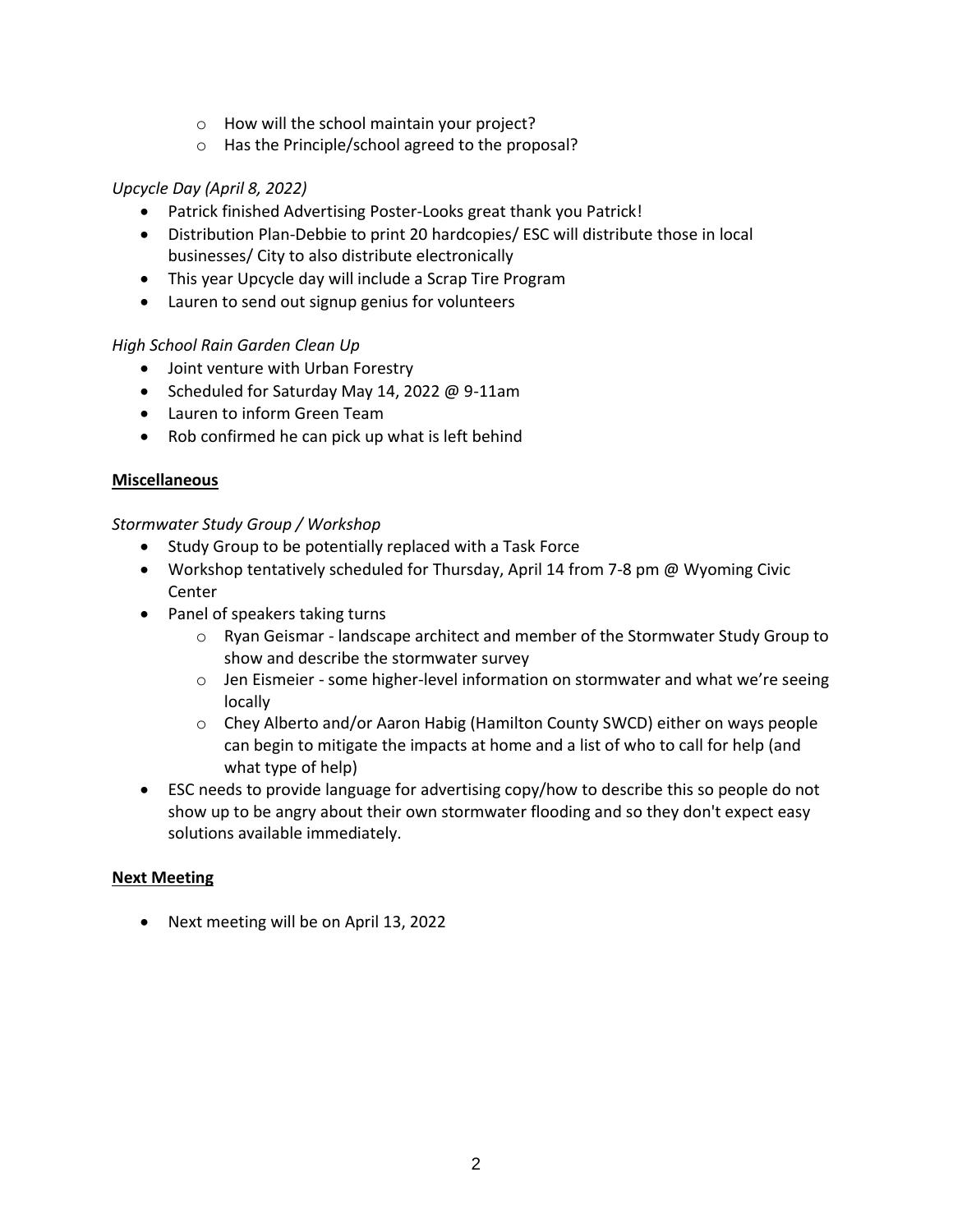- How will the school maintain your project?
  - Has the Principle/school agreed to the proposal?

*Upcycle Day (April 8, 2022)*

- Patrick finished Advertising Poster-Looks great thank you Patrick!
- Distribution Plan-Debbie to print 20 hardcopies/ ESC will distribute those in local businesses/ City to also distribute electronically
- This year Upcycle day will include a Scrap Tire Program
- Lauren to send out signup genius for volunteers

*High School Rain Garden Clean Up*

- Joint venture with Urban Forestry
- Scheduled for Saturday May 14, 2022 @ 9-11am
- Lauren to inform Green Team
- Rob confirmed he can pick up what is left behind

**Miscellaneous**

*Stormwater Study Group / Workshop*

- Study Group to be potentially replaced with a Task Force
- Workshop tentatively scheduled for Thursday, April 14 from 7-8 pm @ Wyoming Civic Center
- Panel of speakers taking turns
  - Ryan Geismar - landscape architect and member of the Stormwater Study Group to show and describe the stormwater survey
  - Jen Eismeier - some higher-level information on stormwater and what we're seeing locally
  - Chey Alberto and/or Aaron Habig (Hamilton County SWCD) either on ways people can begin to mitigate the impacts at home and a list of who to call for help (and what type of help)
- ESC needs to provide language for advertising copy/how to describe this so people do not show up to be angry about their own stormwater flooding and so they don't expect easy solutions available immediately.

**Next Meeting**

- Next meeting will be on April 13, 2022